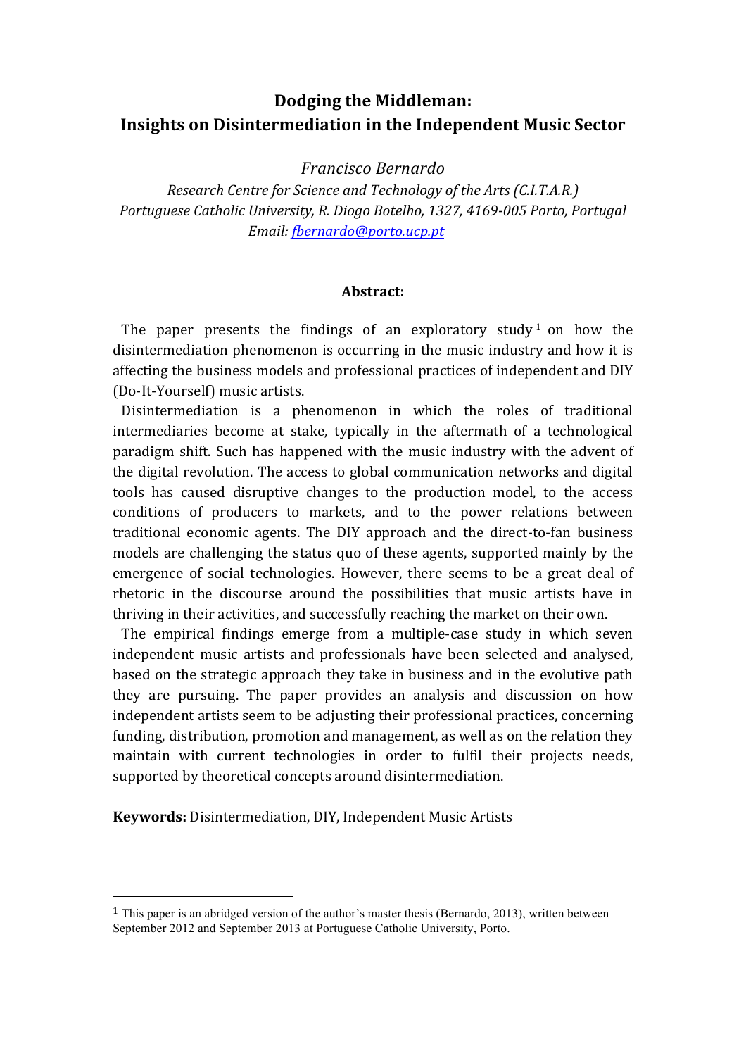# Dodging the Middleman:
# Insights on Disintermediation in the Independent Music Sector

*Francisco Bernardo*

*Research Centre for Science and Technology of the Arts (C.I.T.A.R.)*
*Portuguese Catholic University, R. Diogo Botelho, 1327, 4169-005 Porto, Portugal*
*Email: fbernardo@porto.ucp.pt*

**Abstract:**

The paper presents the findings of an exploratory study[1] on how the disintermediation phenomenon is occurring in the music industry and how it is affecting the business models and professional practices of independent and DIY (Do-It-Yourself) music artists.

Disintermediation is a phenomenon in which the roles of traditional intermediaries become at stake, typically in the aftermath of a technological paradigm shift. Such has happened with the music industry with the advent of the digital revolution. The access to global communication networks and digital tools has caused disruptive changes to the production model, to the access conditions of producers to markets, and to the power relations between traditional economic agents. The DIY approach and the direct-to-fan business models are challenging the status quo of these agents, supported mainly by the emergence of social technologies. However, there seems to be a great deal of rhetoric in the discourse around the possibilities that music artists have in thriving in their activities, and successfully reaching the market on their own.

The empirical findings emerge from a multiple-case study in which seven independent music artists and professionals have been selected and analysed, based on the strategic approach they take in business and in the evolutive path they are pursuing. The paper provides an analysis and discussion on how independent artists seem to be adjusting their professional practices, concerning funding, distribution, promotion and management, as well as on the relation they maintain with current technologies in order to fulfil their projects needs, supported by theoretical concepts around disintermediation.

**Keywords:** Disintermediation, DIY, Independent Music Artists

---

[1] This paper is an abridged version of the author's master thesis (Bernardo, 2013), written between September 2012 and September 2013 at Portuguese Catholic University, Porto.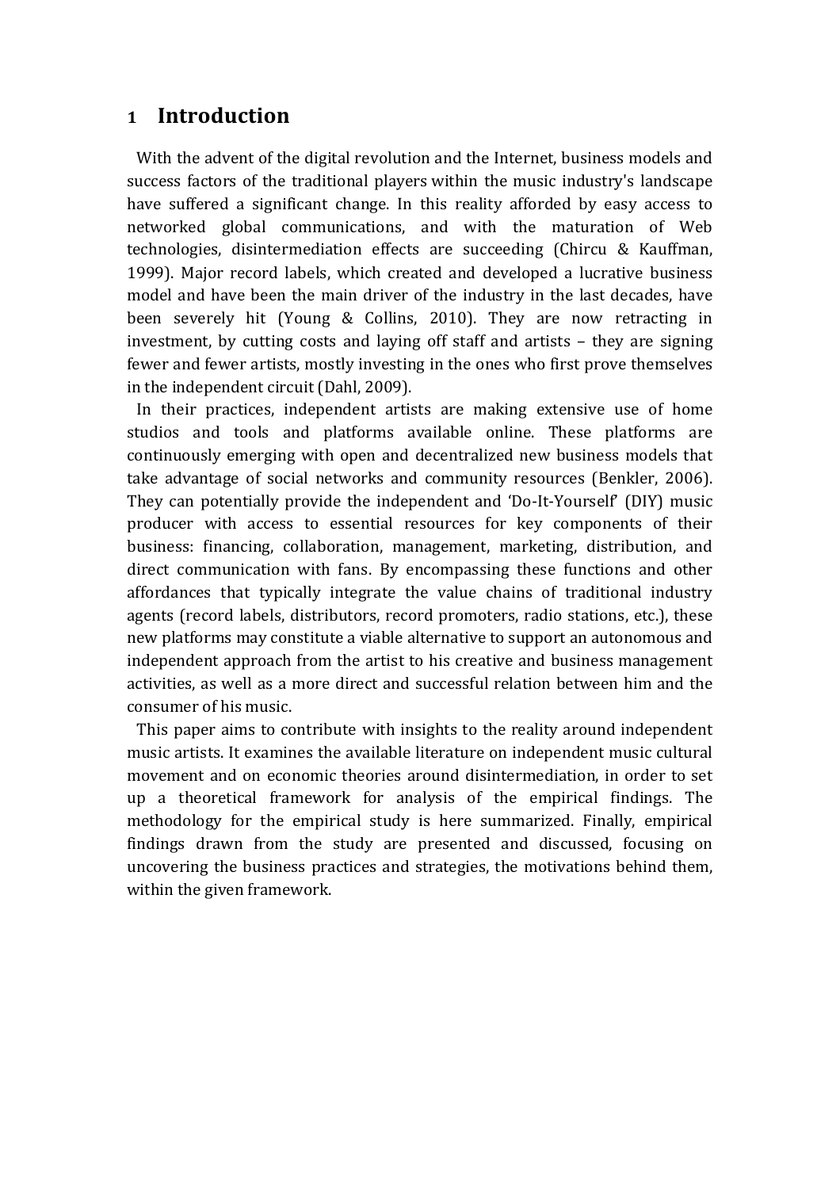# 1 Introduction

With the advent of the digital revolution and the Internet, business models and success factors of the traditional players within the music industry's landscape have suffered a significant change. In this reality afforded by easy access to networked global communications, and with the maturation of Web technologies, disintermediation effects are succeeding (Chircu & Kauffman, 1999). Major record labels, which created and developed a lucrative business model and have been the main driver of the industry in the last decades, have been severely hit (Young & Collins, 2010). They are now retracting in investment, by cutting costs and laying off staff and artists – they are signing fewer and fewer artists, mostly investing in the ones who first prove themselves in the independent circuit (Dahl, 2009).

In their practices, independent artists are making extensive use of home studios and tools and platforms available online. These platforms are continuously emerging with open and decentralized new business models that take advantage of social networks and community resources (Benkler, 2006). They can potentially provide the independent and 'Do-It-Yourself' (DIY) music producer with access to essential resources for key components of their business: financing, collaboration, management, marketing, distribution, and direct communication with fans. By encompassing these functions and other affordances that typically integrate the value chains of traditional industry agents (record labels, distributors, record promoters, radio stations, etc.), these new platforms may constitute a viable alternative to support an autonomous and independent approach from the artist to his creative and business management activities, as well as a more direct and successful relation between him and the consumer of his music.

This paper aims to contribute with insights to the reality around independent music artists. It examines the available literature on independent music cultural movement and on economic theories around disintermediation, in order to set up a theoretical framework for analysis of the empirical findings. The methodology for the empirical study is here summarized. Finally, empirical findings drawn from the study are presented and discussed, focusing on uncovering the business practices and strategies, the motivations behind them, within the given framework.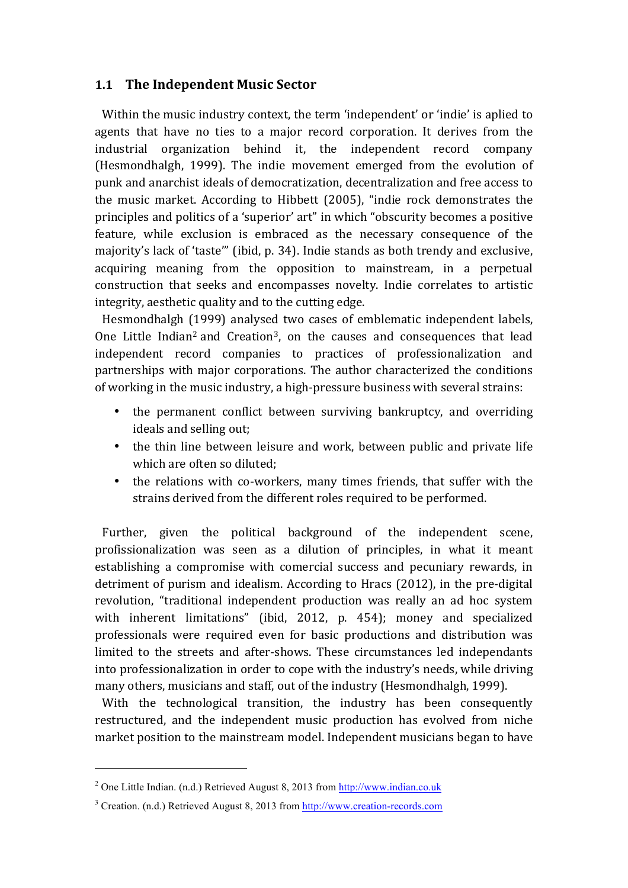## 1.1 The Independent Music Sector

Within the music industry context, the term 'independent' or 'indie' is aplied to agents that have no ties to a major record corporation. It derives from the industrial organization behind it, the independent record company (Hesmondhalgh, 1999). The indie movement emerged from the evolution of punk and anarchist ideals of democratization, decentralization and free access to the music market. According to Hibbett (2005), "indie rock demonstrates the principles and politics of a 'superior' art" in which "obscurity becomes a positive feature, while exclusion is embraced as the necessary consequence of the majority's lack of 'taste'" (ibid, p. 34). Indie stands as both trendy and exclusive, acquiring meaning from the opposition to mainstream, in a perpetual construction that seeks and encompasses novelty. Indie correlates to artistic integrity, aesthetic quality and to the cutting edge.

Hesmondhalgh (1999) analysed two cases of emblematic independent labels, One Little Indian[2] and Creation[3], on the causes and consequences that lead independent record companies to practices of professionalization and partnerships with major corporations. The author characterized the conditions of working in the music industry, a high-pressure business with several strains:

- the permanent conflict between surviving bankruptcy, and overriding ideals and selling out;
- the thin line between leisure and work, between public and private life which are often so diluted;
- the relations with co-workers, many times friends, that suffer with the strains derived from the different roles required to be performed.

Further, given the political background of the independent scene, profissionalization was seen as a dilution of principles, in what it meant establishing a compromise with comercial success and pecuniary rewards, in detriment of purism and idealism. According to Hracs (2012), in the pre-digital revolution, "traditional independent production was really an ad hoc system with inherent limitations" (ibid, 2012, p. 454); money and specialized professionals were required even for basic productions and distribution was limited to the streets and after-shows. These circumstances led independants into professionalization in order to cope with the industry's needs, while driving many others, musicians and staff, out of the industry (Hesmondhalgh, 1999).

With the technological transition, the industry has been consequently restructured, and the independent music production has evolved from niche market position to the mainstream model. Independent musicians began to have

---

[2] One Little Indian. (n.d.) Retrieved August 8, 2013 from http://www.indian.co.uk

[3] Creation. (n.d.) Retrieved August 8, 2013 from http://www.creation-records.com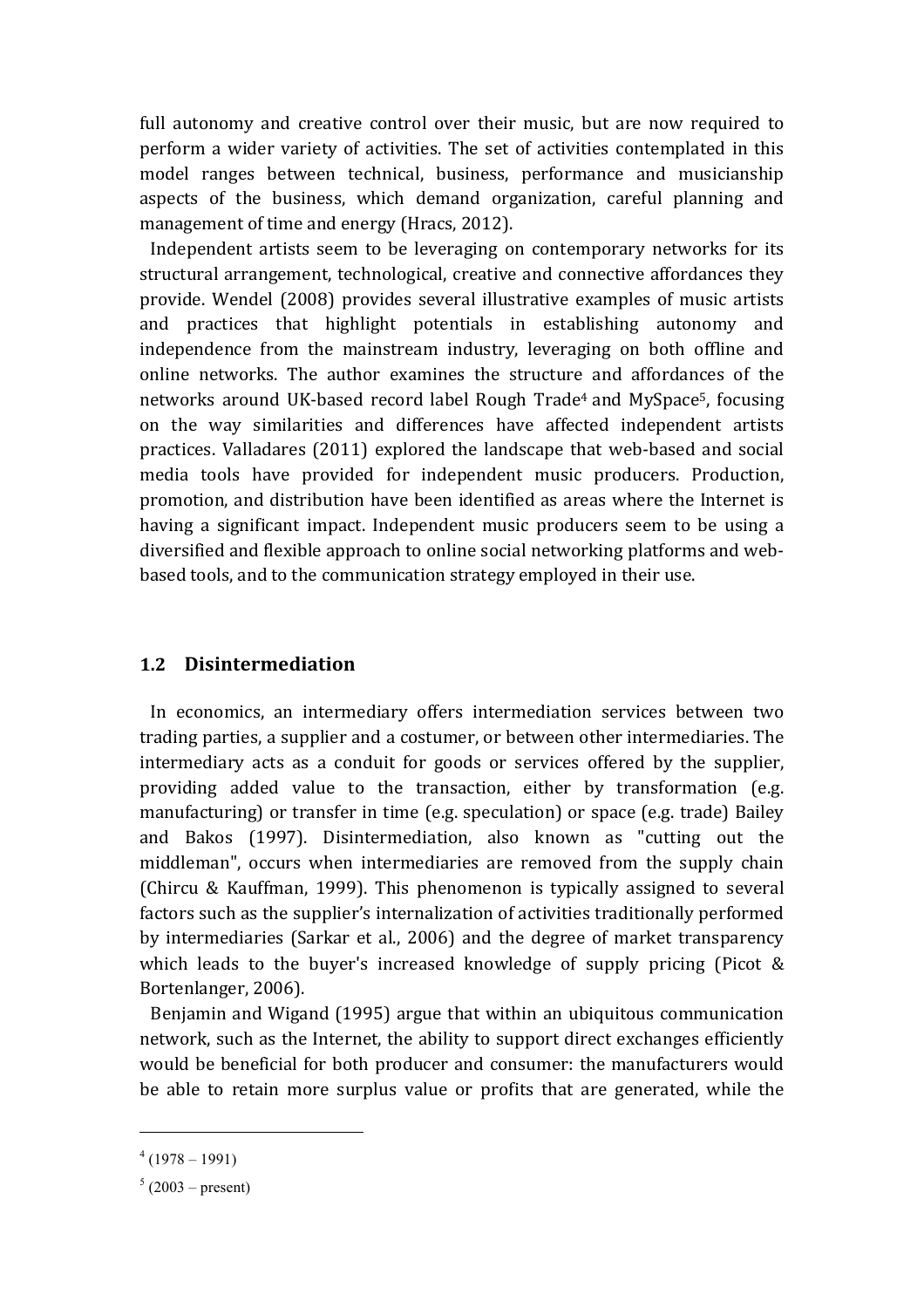full autonomy and creative control over their music, but are now required to perform a wider variety of activities. The set of activities contemplated in this model ranges between technical, business, performance and musicianship aspects of the business, which demand organization, careful planning and management of time and energy (Hracs, 2012).

Independent artists seem to be leveraging on contemporary networks for its structural arrangement, technological, creative and connective affordances they provide. Wendel (2008) provides several illustrative examples of music artists and practices that highlight potentials in establishing autonomy and independence from the mainstream industry, leveraging on both offline and online networks. The author examines the structure and affordances of the networks around UK-based record label Rough Trade[4] and MySpace[5], focusing on the way similarities and differences have affected independent artists practices. Valladares (2011) explored the landscape that web-based and social media tools have provided for independent music producers. Production, promotion, and distribution have been identified as areas where the Internet is having a significant impact. Independent music producers seem to be using a diversified and flexible approach to online social networking platforms and web-based tools, and to the communication strategy employed in their use.

## 1.2 Disintermediation

In economics, an intermediary offers intermediation services between two trading parties, a supplier and a costumer, or between other intermediaries. The intermediary acts as a conduit for goods or services offered by the supplier, providing added value to the transaction, either by transformation (e.g. manufacturing) or transfer in time (e.g. speculation) or space (e.g. trade) Bailey and Bakos (1997). Disintermediation, also known as "cutting out the middleman", occurs when intermediaries are removed from the supply chain (Chircu & Kauffman, 1999). This phenomenon is typically assigned to several factors such as the supplier's internalization of activities traditionally performed by intermediaries (Sarkar et al., 2006) and the degree of market transparency which leads to the buyer's increased knowledge of supply pricing (Picot & Bortenlanger, 2006).

Benjamin and Wigand (1995) argue that within an ubiquitous communication network, such as the Internet, the ability to support direct exchanges efficiently would be beneficial for both producer and consumer: the manufacturers would be able to retain more surplus value or profits that are generated, while the

---

[4] (1978 – 1991)

[5] (2003 – present)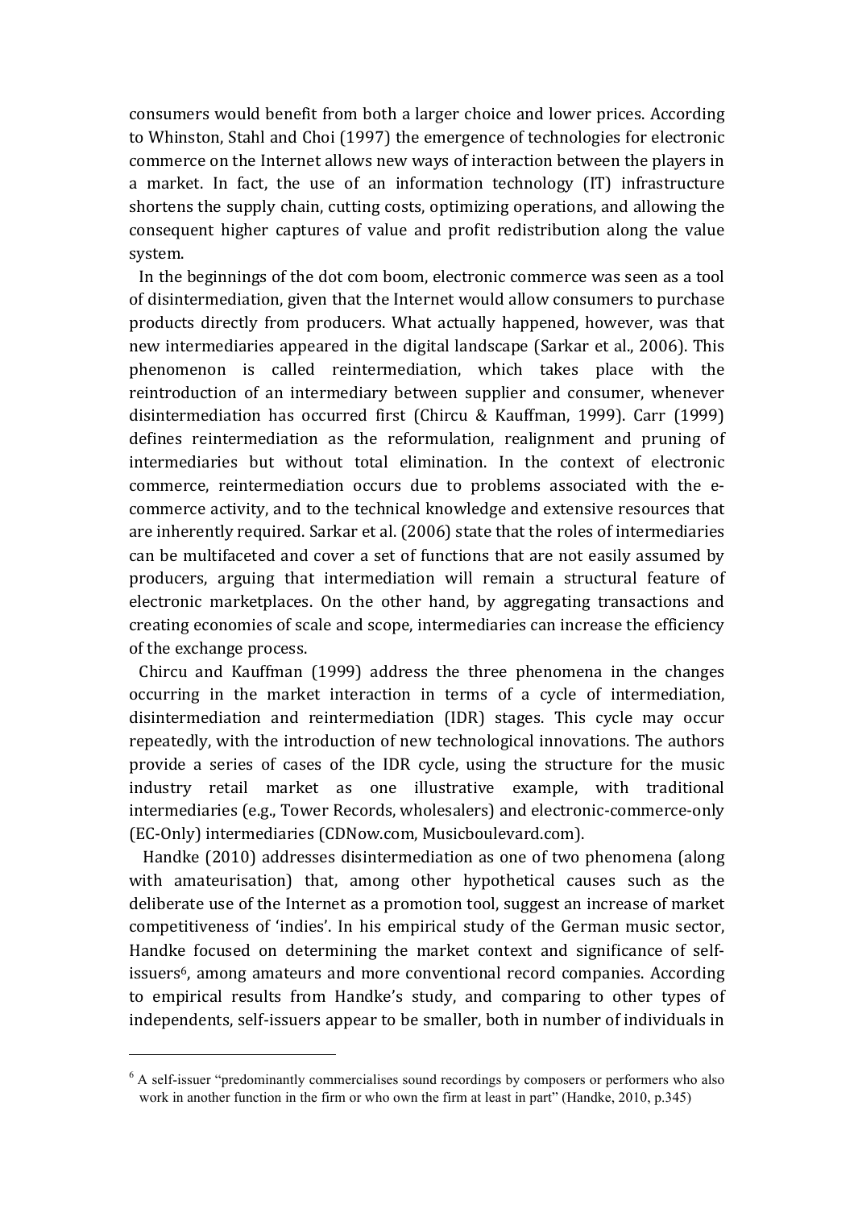consumers would benefit from both a larger choice and lower prices. According to Whinston, Stahl and Choi (1997) the emergence of technologies for electronic commerce on the Internet allows new ways of interaction between the players in a market. In fact, the use of an information technology (IT) infrastructure shortens the supply chain, cutting costs, optimizing operations, and allowing the consequent higher captures of value and profit redistribution along the value system.

In the beginnings of the dot com boom, electronic commerce was seen as a tool of disintermediation, given that the Internet would allow consumers to purchase products directly from producers. What actually happened, however, was that new intermediaries appeared in the digital landscape (Sarkar et al., 2006). This phenomenon is called reintermediation, which takes place with the reintroduction of an intermediary between supplier and consumer, whenever disintermediation has occurred first (Chircu & Kauffman, 1999). Carr (1999) defines reintermediation as the reformulation, realignment and pruning of intermediaries but without total elimination. In the context of electronic commerce, reintermediation occurs due to problems associated with the e-commerce activity, and to the technical knowledge and extensive resources that are inherently required. Sarkar et al. (2006) state that the roles of intermediaries can be multifaceted and cover a set of functions that are not easily assumed by producers, arguing that intermediation will remain a structural feature of electronic marketplaces. On the other hand, by aggregating transactions and creating economies of scale and scope, intermediaries can increase the efficiency of the exchange process.

Chircu and Kauffman (1999) address the three phenomena in the changes occurring in the market interaction in terms of a cycle of intermediation, disintermediation and reintermediation (IDR) stages. This cycle may occur repeatedly, with the introduction of new technological innovations. The authors provide a series of cases of the IDR cycle, using the structure for the music industry retail market as one illustrative example, with traditional intermediaries (e.g., Tower Records, wholesalers) and electronic-commerce-only (EC-Only) intermediaries (CDNow.com, Musicboulevard.com).

Handke (2010) addresses disintermediation as one of two phenomena (along with amateurisation) that, among other hypothetical causes such as the deliberate use of the Internet as a promotion tool, suggest an increase of market competitiveness of 'indies'. In his empirical study of the German music sector, Handke focused on determining the market context and significance of self-issuers[6], among amateurs and more conventional record companies. According to empirical results from Handke's study, and comparing to other types of independents, self-issuers appear to be smaller, both in number of individuals in

---

[6] A self-issuer "predominantly commercialises sound recordings by composers or performers who also work in another function in the firm or who own the firm at least in part" (Handke, 2010, p.345)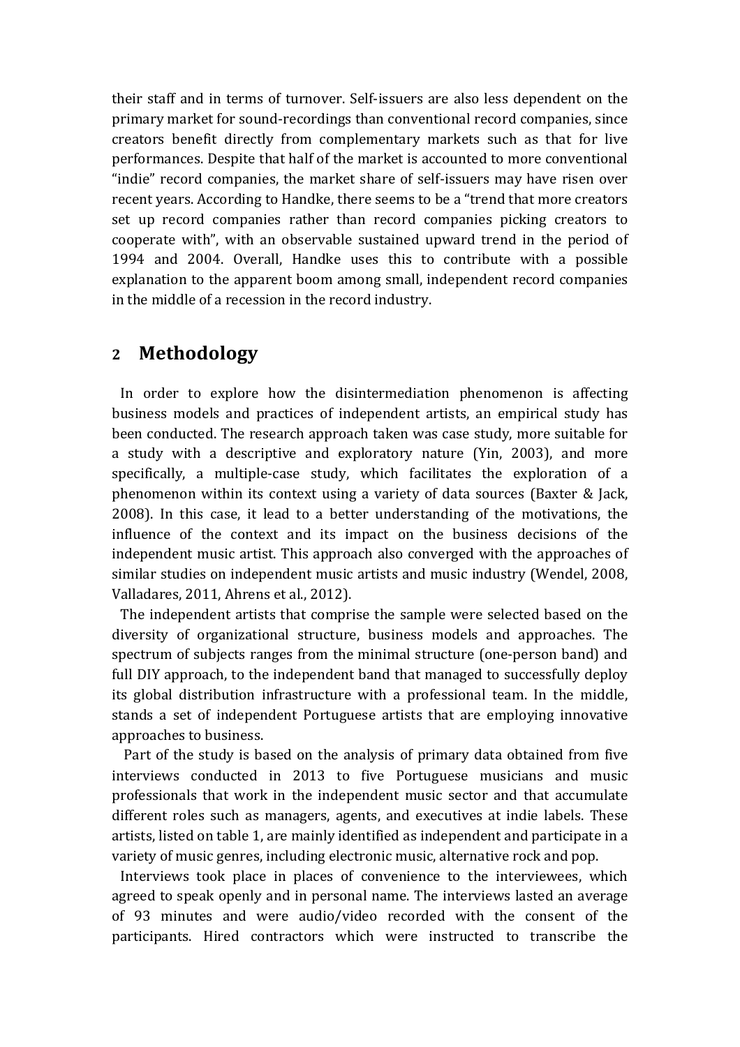their staff and in terms of turnover. Self-issuers are also less dependent on the primary market for sound-recordings than conventional record companies, since creators benefit directly from complementary markets such as that for live performances. Despite that half of the market is accounted to more conventional "indie" record companies, the market share of self-issuers may have risen over recent years. According to Handke, there seems to be a "trend that more creators set up record companies rather than record companies picking creators to cooperate with", with an observable sustained upward trend in the period of 1994 and 2004. Overall, Handke uses this to contribute with a possible explanation to the apparent boom among small, independent record companies in the middle of a recession in the record industry.

## 2 Methodology

In order to explore how the disintermediation phenomenon is affecting business models and practices of independent artists, an empirical study has been conducted. The research approach taken was case study, more suitable for a study with a descriptive and exploratory nature (Yin, 2003), and more specifically, a multiple-case study, which facilitates the exploration of a phenomenon within its context using a variety of data sources (Baxter & Jack, 2008). In this case, it lead to a better understanding of the motivations, the influence of the context and its impact on the business decisions of the independent music artist. This approach also converged with the approaches of similar studies on independent music artists and music industry (Wendel, 2008, Valladares, 2011, Ahrens et al., 2012).

The independent artists that comprise the sample were selected based on the diversity of organizational structure, business models and approaches. The spectrum of subjects ranges from the minimal structure (one-person band) and full DIY approach, to the independent band that managed to successfully deploy its global distribution infrastructure with a professional team. In the middle, stands a set of independent Portuguese artists that are employing innovative approaches to business.

Part of the study is based on the analysis of primary data obtained from five interviews conducted in 2013 to five Portuguese musicians and music professionals that work in the independent music sector and that accumulate different roles such as managers, agents, and executives at indie labels. These artists, listed on table 1, are mainly identified as independent and participate in a variety of music genres, including electronic music, alternative rock and pop.

Interviews took place in places of convenience to the interviewees, which agreed to speak openly and in personal name. The interviews lasted an average of 93 minutes and were audio/video recorded with the consent of the participants. Hired contractors which were instructed to transcribe the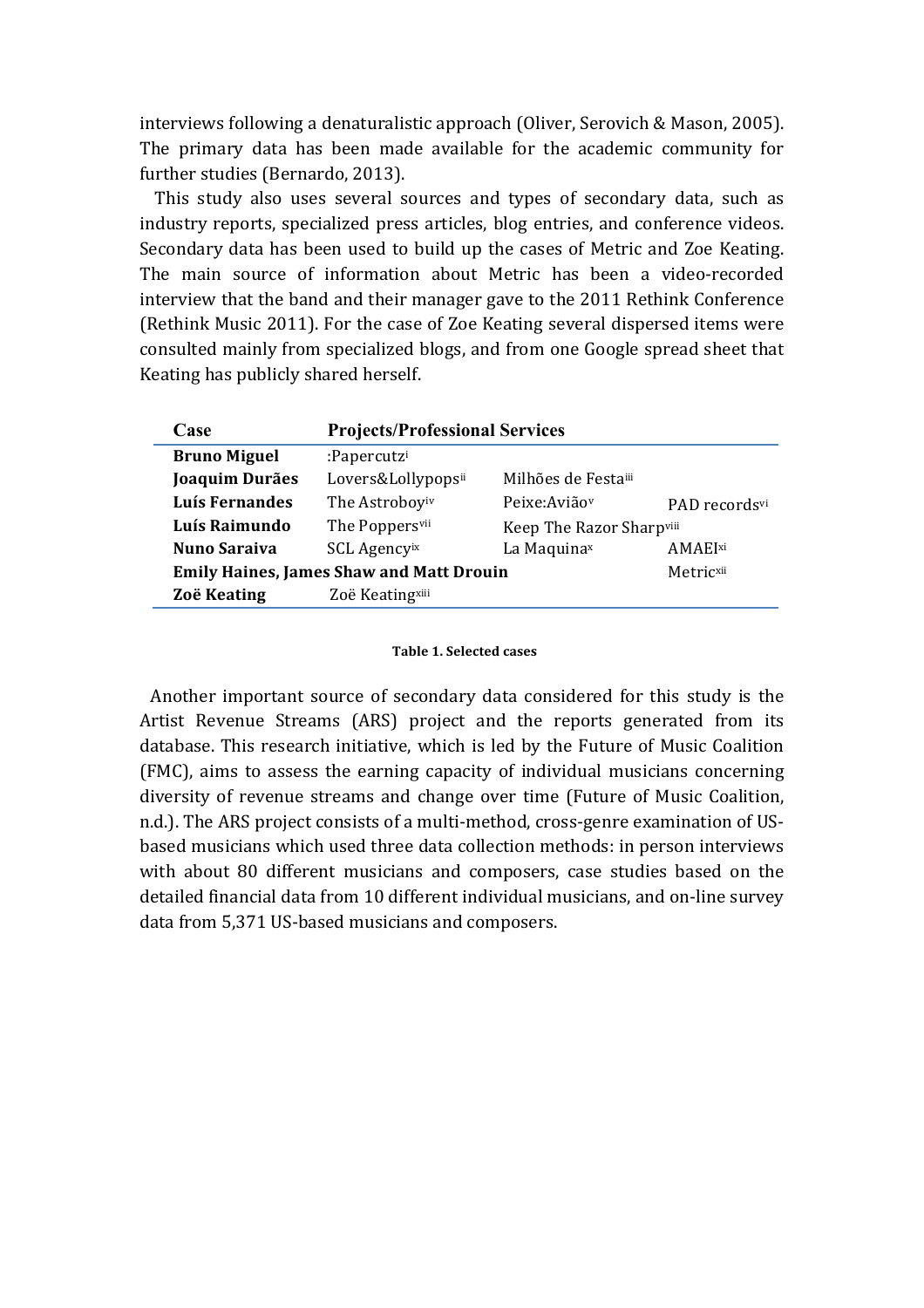interviews following a denaturalistic approach (Oliver, Serovich & Mason, 2005). The primary data has been made available for the academic community for further studies (Bernardo, 2013).

This study also uses several sources and types of secondary data, such as industry reports, specialized press articles, blog entries, and conference videos. Secondary data has been used to build up the cases of Metric and Zoe Keating. The main source of information about Metric has been a video-recorded interview that the band and their manager gave to the 2011 Rethink Conference (Rethink Music 2011). For the case of Zoe Keating several dispersed items were consulted mainly from specialized blogs, and from one Google spread sheet that Keating has publicly shared herself.

| Case | Projects/Professional Services | | |
|---|---|---|---|
| **Bruno Miguel** | :Papercutz[i] | | |
| **Joaquim Durães** | Lovers&Lollypops[ii] | Milhões de Festa[iii] | |
| **Luís Fernandes** | The Astroboy[iv] | Peixe:Avião[v] | PAD records[vi] |
| **Luís Raimundo** | The Poppers[vii] | Keep The Razor Sharp[viii] | |
| **Nuno Saraiva** | SCL Agency[ix] | La Maquina[x] | AMAEI[xi] |
| **Emily Haines, James Shaw and Matt Drouin** | | | Metric[xii] |
| **Zoë Keating** | Zoë Keating[xiii] | | |

**Table 1. Selected cases**

Another important source of secondary data considered for this study is the Artist Revenue Streams (ARS) project and the reports generated from its database. This research initiative, which is led by the Future of Music Coalition (FMC), aims to assess the earning capacity of individual musicians concerning diversity of revenue streams and change over time (Future of Music Coalition, n.d.). The ARS project consists of a multi-method, cross-genre examination of US-based musicians which used three data collection methods: in person interviews with about 80 different musicians and composers, case studies based on the detailed financial data from 10 different individual musicians, and on-line survey data from 5,371 US-based musicians and composers.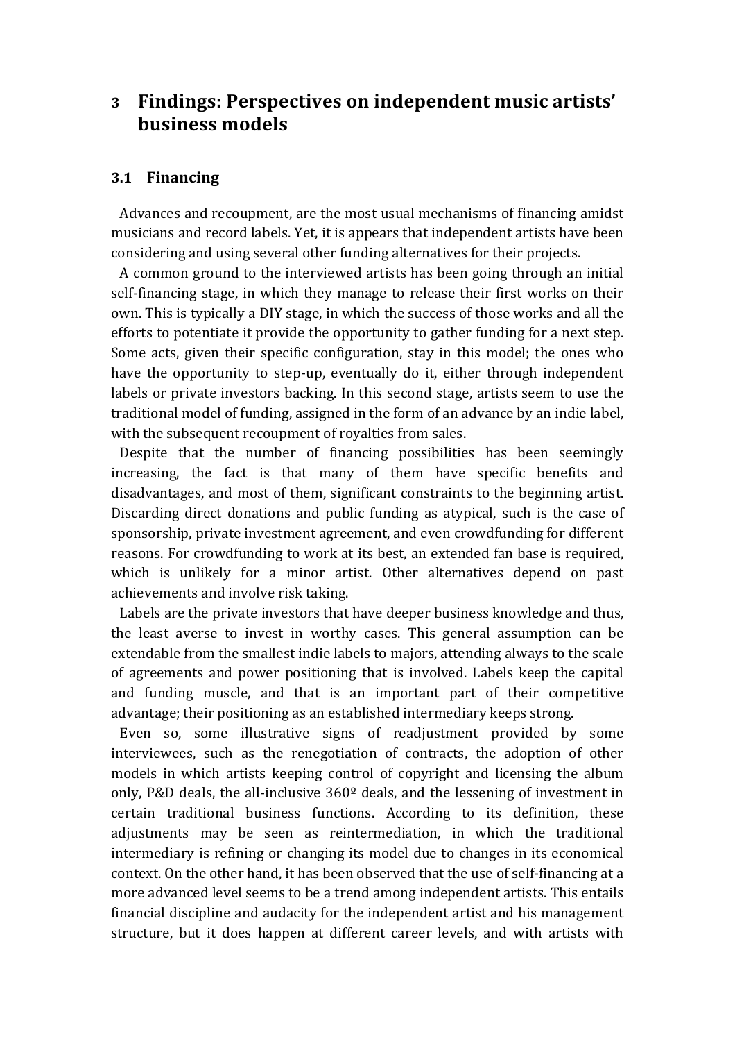# 3 Findings: Perspectives on independent music artists' business models

## 3.1 Financing

Advances and recoupment, are the most usual mechanisms of financing amidst musicians and record labels. Yet, it is appears that independent artists have been considering and using several other funding alternatives for their projects.

A common ground to the interviewed artists has been going through an initial self-financing stage, in which they manage to release their first works on their own. This is typically a DIY stage, in which the success of those works and all the efforts to potentiate it provide the opportunity to gather funding for a next step. Some acts, given their specific configuration, stay in this model; the ones who have the opportunity to step-up, eventually do it, either through independent labels or private investors backing. In this second stage, artists seem to use the traditional model of funding, assigned in the form of an advance by an indie label, with the subsequent recoupment of royalties from sales.

Despite that the number of financing possibilities has been seemingly increasing, the fact is that many of them have specific benefits and disadvantages, and most of them, significant constraints to the beginning artist. Discarding direct donations and public funding as atypical, such is the case of sponsorship, private investment agreement, and even crowdfunding for different reasons. For crowdfunding to work at its best, an extended fan base is required, which is unlikely for a minor artist. Other alternatives depend on past achievements and involve risk taking.

Labels are the private investors that have deeper business knowledge and thus, the least averse to invest in worthy cases. This general assumption can be extendable from the smallest indie labels to majors, attending always to the scale of agreements and power positioning that is involved. Labels keep the capital and funding muscle, and that is an important part of their competitive advantage; their positioning as an established intermediary keeps strong.

Even so, some illustrative signs of readjustment provided by some interviewees, such as the renegotiation of contracts, the adoption of other models in which artists keeping control of copyright and licensing the album only, P&D deals, the all-inclusive 360º deals, and the lessening of investment in certain traditional business functions. According to its definition, these adjustments may be seen as reintermediation, in which the traditional intermediary is refining or changing its model due to changes in its economical context. On the other hand, it has been observed that the use of self-financing at a more advanced level seems to be a trend among independent artists. This entails financial discipline and audacity for the independent artist and his management structure, but it does happen at different career levels, and with artists with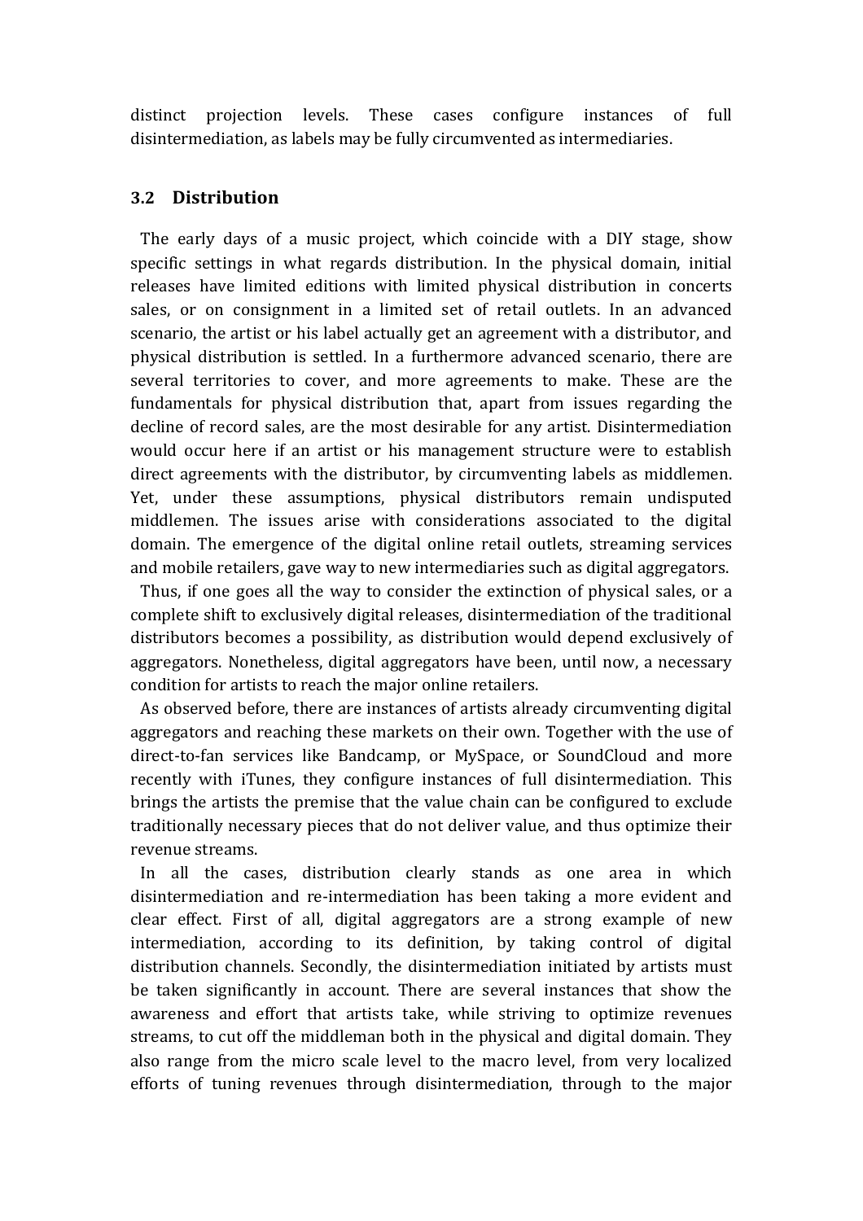distinct projection levels. These cases configure instances of full disintermediation, as labels may be fully circumvented as intermediaries.

### 3.2 Distribution

The early days of a music project, which coincide with a DIY stage, show specific settings in what regards distribution. In the physical domain, initial releases have limited editions with limited physical distribution in concerts sales, or on consignment in a limited set of retail outlets. In an advanced scenario, the artist or his label actually get an agreement with a distributor, and physical distribution is settled. In a furthermore advanced scenario, there are several territories to cover, and more agreements to make. These are the fundamentals for physical distribution that, apart from issues regarding the decline of record sales, are the most desirable for any artist. Disintermediation would occur here if an artist or his management structure were to establish direct agreements with the distributor, by circumventing labels as middlemen. Yet, under these assumptions, physical distributors remain undisputed middlemen. The issues arise with considerations associated to the digital domain. The emergence of the digital online retail outlets, streaming services and mobile retailers, gave way to new intermediaries such as digital aggregators.

Thus, if one goes all the way to consider the extinction of physical sales, or a complete shift to exclusively digital releases, disintermediation of the traditional distributors becomes a possibility, as distribution would depend exclusively of aggregators. Nonetheless, digital aggregators have been, until now, a necessary condition for artists to reach the major online retailers.

As observed before, there are instances of artists already circumventing digital aggregators and reaching these markets on their own. Together with the use of direct-to-fan services like Bandcamp, or MySpace, or SoundCloud and more recently with iTunes, they configure instances of full disintermediation. This brings the artists the premise that the value chain can be configured to exclude traditionally necessary pieces that do not deliver value, and thus optimize their revenue streams.

In all the cases, distribution clearly stands as one area in which disintermediation and re-intermediation has been taking a more evident and clear effect. First of all, digital aggregators are a strong example of new intermediation, according to its definition, by taking control of digital distribution channels. Secondly, the disintermediation initiated by artists must be taken significantly in account. There are several instances that show the awareness and effort that artists take, while striving to optimize revenues streams, to cut off the middleman both in the physical and digital domain. They also range from the micro scale level to the macro level, from very localized efforts of tuning revenues through disintermediation, through to the major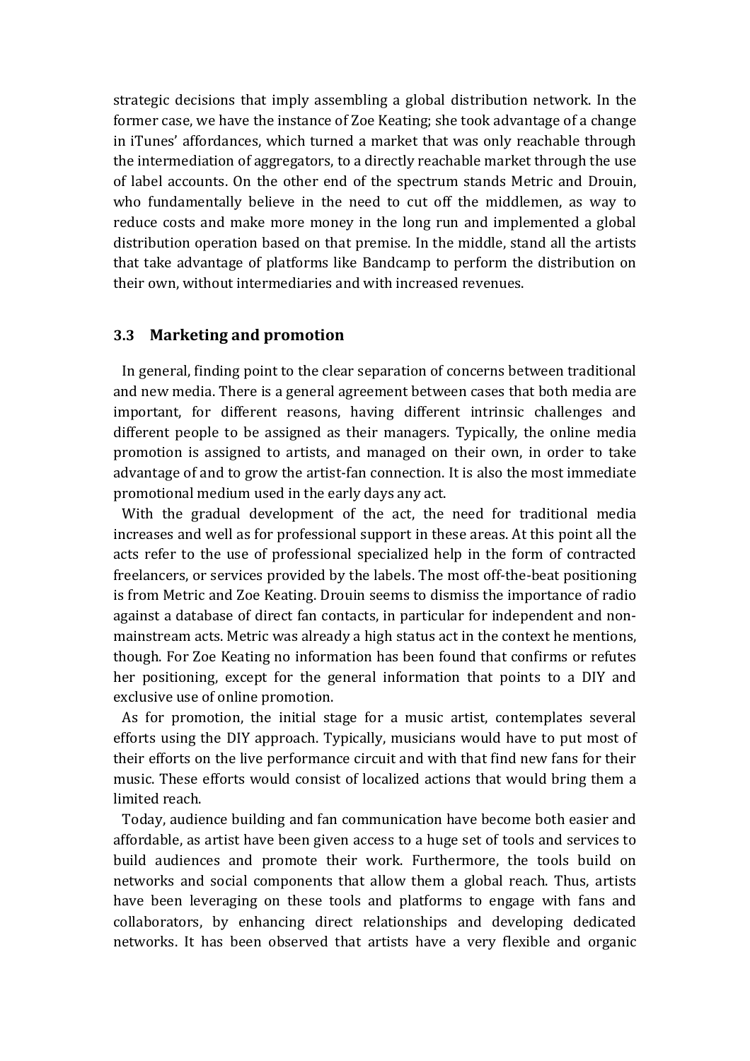strategic decisions that imply assembling a global distribution network. In the former case, we have the instance of Zoe Keating; she took advantage of a change in iTunes' affordances, which turned a market that was only reachable through the intermediation of aggregators, to a directly reachable market through the use of label accounts. On the other end of the spectrum stands Metric and Drouin, who fundamentally believe in the need to cut off the middlemen, as way to reduce costs and make more money in the long run and implemented a global distribution operation based on that premise. In the middle, stand all the artists that take advantage of platforms like Bandcamp to perform the distribution on their own, without intermediaries and with increased revenues.

### 3.3 Marketing and promotion

In general, finding point to the clear separation of concerns between traditional and new media. There is a general agreement between cases that both media are important, for different reasons, having different intrinsic challenges and different people to be assigned as their managers. Typically, the online media promotion is assigned to artists, and managed on their own, in order to take advantage of and to grow the artist-fan connection. It is also the most immediate promotional medium used in the early days any act.

With the gradual development of the act, the need for traditional media increases and well as for professional support in these areas. At this point all the acts refer to the use of professional specialized help in the form of contracted freelancers, or services provided by the labels. The most off-the-beat positioning is from Metric and Zoe Keating. Drouin seems to dismiss the importance of radio against a database of direct fan contacts, in particular for independent and non-mainstream acts. Metric was already a high status act in the context he mentions, though. For Zoe Keating no information has been found that confirms or refutes her positioning, except for the general information that points to a DIY and exclusive use of online promotion.

As for promotion, the initial stage for a music artist, contemplates several efforts using the DIY approach. Typically, musicians would have to put most of their efforts on the live performance circuit and with that find new fans for their music. These efforts would consist of localized actions that would bring them a limited reach.

Today, audience building and fan communication have become both easier and affordable, as artist have been given access to a huge set of tools and services to build audiences and promote their work. Furthermore, the tools build on networks and social components that allow them a global reach. Thus, artists have been leveraging on these tools and platforms to engage with fans and collaborators, by enhancing direct relationships and developing dedicated networks. It has been observed that artists have a very flexible and organic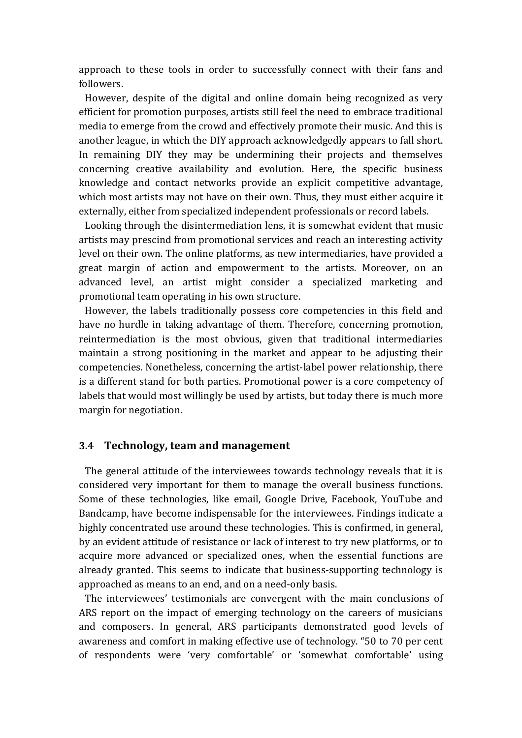approach to these tools in order to successfully connect with their fans and followers.

However, despite of the digital and online domain being recognized as very efficient for promotion purposes, artists still feel the need to embrace traditional media to emerge from the crowd and effectively promote their music. And this is another league, in which the DIY approach acknowledgedly appears to fall short. In remaining DIY they may be undermining their projects and themselves concerning creative availability and evolution. Here, the specific business knowledge and contact networks provide an explicit competitive advantage, which most artists may not have on their own. Thus, they must either acquire it externally, either from specialized independent professionals or record labels.

Looking through the disintermediation lens, it is somewhat evident that music artists may prescind from promotional services and reach an interesting activity level on their own. The online platforms, as new intermediaries, have provided a great margin of action and empowerment to the artists. Moreover, on an advanced level, an artist might consider a specialized marketing and promotional team operating in his own structure.

However, the labels traditionally possess core competencies in this field and have no hurdle in taking advantage of them. Therefore, concerning promotion, reintermediation is the most obvious, given that traditional intermediaries maintain a strong positioning in the market and appear to be adjusting their competencies. Nonetheless, concerning the artist-label power relationship, there is a different stand for both parties. Promotional power is a core competency of labels that would most willingly be used by artists, but today there is much more margin for negotiation.

## 3.4 Technology, team and management

The general attitude of the interviewees towards technology reveals that it is considered very important for them to manage the overall business functions. Some of these technologies, like email, Google Drive, Facebook, YouTube and Bandcamp, have become indispensable for the interviewees. Findings indicate a highly concentrated use around these technologies. This is confirmed, in general, by an evident attitude of resistance or lack of interest to try new platforms, or to acquire more advanced or specialized ones, when the essential functions are already granted. This seems to indicate that business-supporting technology is approached as means to an end, and on a need-only basis.

The interviewees' testimonials are convergent with the main conclusions of ARS report on the impact of emerging technology on the careers of musicians and composers. In general, ARS participants demonstrated good levels of awareness and comfort in making effective use of technology. "50 to 70 per cent of respondents were 'very comfortable' or 'somewhat comfortable' using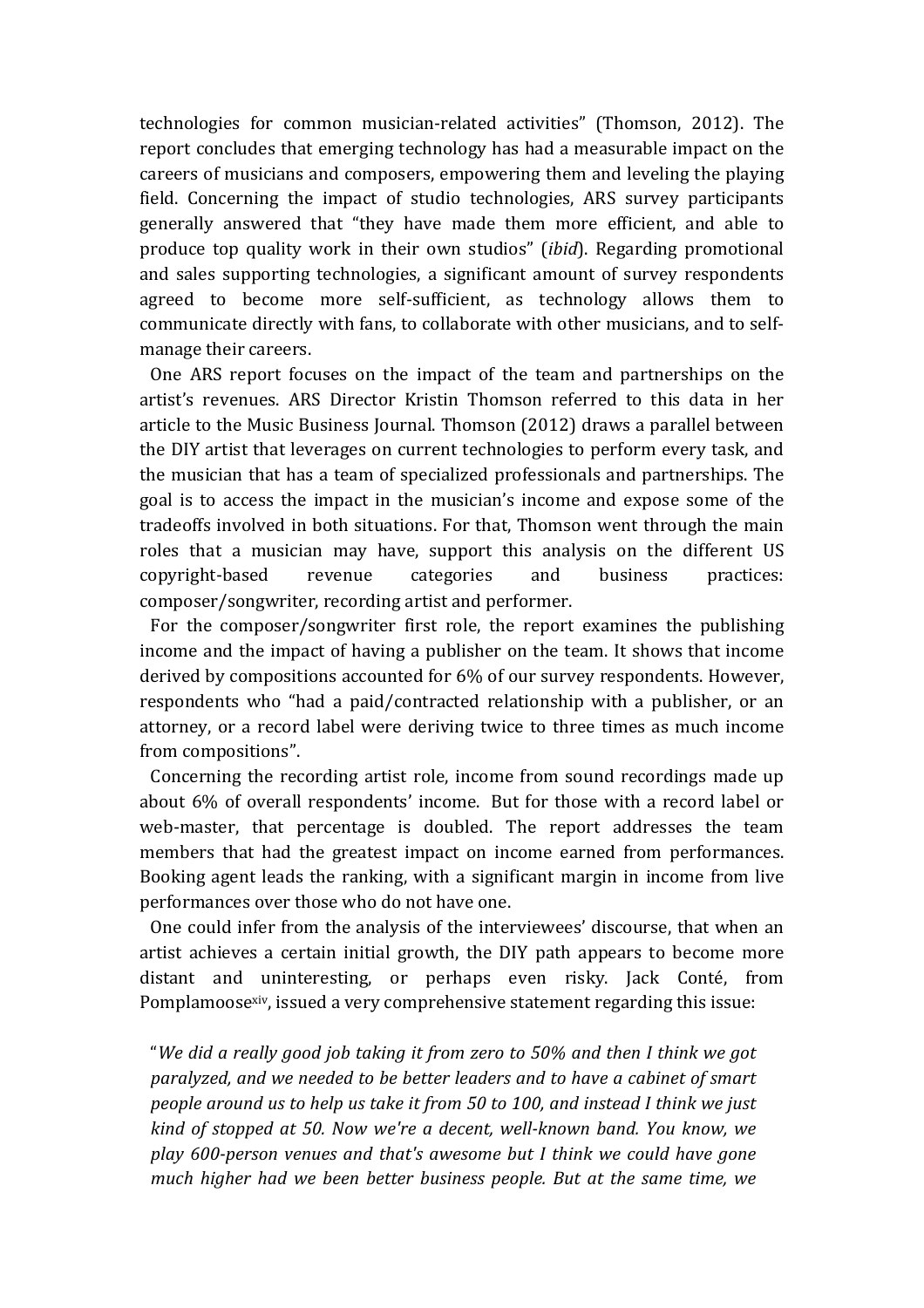technologies for common musician-related activities" (Thomson, 2012). The report concludes that emerging technology has had a measurable impact on the careers of musicians and composers, empowering them and leveling the playing field. Concerning the impact of studio technologies, ARS survey participants generally answered that "they have made them more efficient, and able to produce top quality work in their own studios" (*ibid*). Regarding promotional and sales supporting technologies, a significant amount of survey respondents agreed to become more self-sufficient, as technology allows them to communicate directly with fans, to collaborate with other musicians, and to self-manage their careers.

One ARS report focuses on the impact of the team and partnerships on the artist's revenues. ARS Director Kristin Thomson referred to this data in her article to the Music Business Journal. Thomson (2012) draws a parallel between the DIY artist that leverages on current technologies to perform every task, and the musician that has a team of specialized professionals and partnerships. The goal is to access the impact in the musician's income and expose some of the tradeoffs involved in both situations. For that, Thomson went through the main roles that a musician may have, support this analysis on the different US copyright-based revenue categories and business practices: composer/songwriter, recording artist and performer.

For the composer/songwriter first role, the report examines the publishing income and the impact of having a publisher on the team. It shows that income derived by compositions accounted for 6% of our survey respondents. However, respondents who "had a paid/contracted relationship with a publisher, or an attorney, or a record label were deriving twice to three times as much income from compositions".

Concerning the recording artist role, income from sound recordings made up about 6% of overall respondents' income. But for those with a record label or web-master, that percentage is doubled. The report addresses the team members that had the greatest impact on income earned from performances. Booking agent leads the ranking, with a significant margin in income from live performances over those who do not have one.

One could infer from the analysis of the interviewees' discourse, that when an artist achieves a certain initial growth, the DIY path appears to become more distant and uninteresting, or perhaps even risky. Jack Conté, from Pomplamoose[xiv], issued a very comprehensive statement regarding this issue:

> "*We did a really good job taking it from zero to 50% and then I think we got paralyzed, and we needed to be better leaders and to have a cabinet of smart people around us to help us take it from 50 to 100, and instead I think we just kind of stopped at 50. Now we're a decent, well-known band. You know, we play 600-person venues and that's awesome but I think we could have gone much higher had we been better business people. But at the same time, we*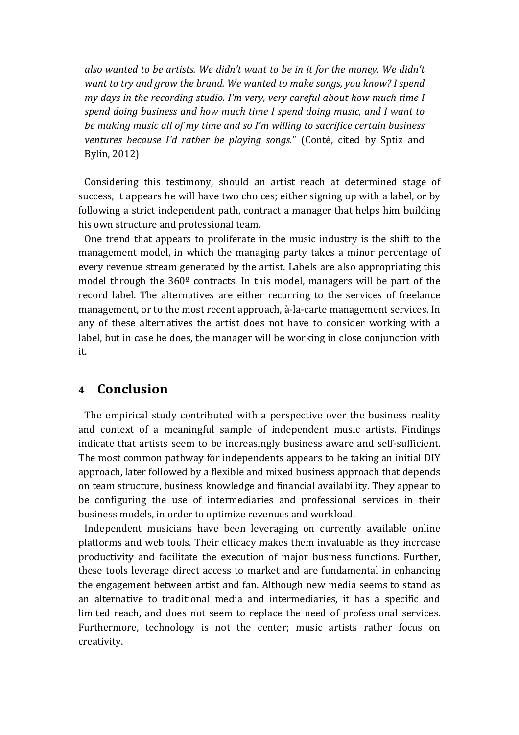*also wanted to be artists. We didn't want to be in it for the money. We didn't want to try and grow the brand. We wanted to make songs, you know? I spend my days in the recording studio. I'm very, very careful about how much time I spend doing business and how much time I spend doing music, and I want to be making music all of my time and so I'm willing to sacrifice certain business ventures because I'd rather be playing songs.*" (Conté, cited by Sptiz and Bylin, 2012)

Considering this testimony, should an artist reach at determined stage of success, it appears he will have two choices; either signing up with a label, or by following a strict independent path, contract a manager that helps him building his own structure and professional team.

One trend that appears to proliferate in the music industry is the shift to the management model, in which the managing party takes a minor percentage of every revenue stream generated by the artist. Labels are also appropriating this model through the 360º contracts. In this model, managers will be part of the record label. The alternatives are either recurring to the services of freelance management, or to the most recent approach, à-la-carte management services. In any of these alternatives the artist does not have to consider working with a label, but in case he does, the manager will be working in close conjunction with it.

# 4 Conclusion

The empirical study contributed with a perspective over the business reality and context of a meaningful sample of independent music artists. Findings indicate that artists seem to be increasingly business aware and self-sufficient. The most common pathway for independents appears to be taking an initial DIY approach, later followed by a flexible and mixed business approach that depends on team structure, business knowledge and financial availability. They appear to be configuring the use of intermediaries and professional services in their business models, in order to optimize revenues and workload.

Independent musicians have been leveraging on currently available online platforms and web tools. Their efficacy makes them invaluable as they increase productivity and facilitate the execution of major business functions. Further, these tools leverage direct access to market and are fundamental in enhancing the engagement between artist and fan. Although new media seems to stand as an alternative to traditional media and intermediaries, it has a specific and limited reach, and does not seem to replace the need of professional services. Furthermore, technology is not the center; music artists rather focus on creativity.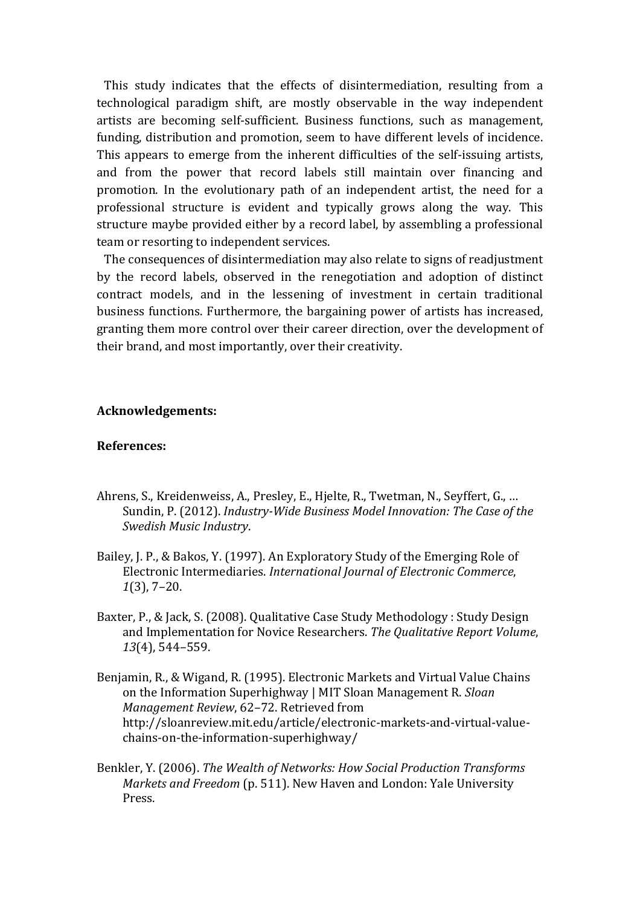This study indicates that the effects of disintermediation, resulting from a technological paradigm shift, are mostly observable in the way independent artists are becoming self-sufficient. Business functions, such as management, funding, distribution and promotion, seem to have different levels of incidence. This appears to emerge from the inherent difficulties of the self-issuing artists, and from the power that record labels still maintain over financing and promotion. In the evolutionary path of an independent artist, the need for a professional structure is evident and typically grows along the way. This structure maybe provided either by a record label, by assembling a professional team or resorting to independent services.

The consequences of disintermediation may also relate to signs of readjustment by the record labels, observed in the renegotiation and adoption of distinct contract models, and in the lessening of investment in certain traditional business functions. Furthermore, the bargaining power of artists has increased, granting them more control over their career direction, over the development of their brand, and most importantly, over their creativity.

**Acknowledgements:**

**References:**

Ahrens, S., Kreidenweiss, A., Presley, E., Hjelte, R., Twetman, N., Seyffert, G., … Sundin, P. (2012). *Industry-Wide Business Model Innovation: The Case of the Swedish Music Industry*.

Bailey, J. P., & Bakos, Y. (1997). An Exploratory Study of the Emerging Role of Electronic Intermediaries. *International Journal of Electronic Commerce*, *1*(3), 7–20.

Baxter, P., & Jack, S. (2008). Qualitative Case Study Methodology : Study Design and Implementation for Novice Researchers. *The Qualitative Report Volume*, *13*(4), 544–559.

Benjamin, R., & Wigand, R. (1995). Electronic Markets and Virtual Value Chains on the Information Superhighway | MIT Sloan Management R. *Sloan Management Review*, 62–72. Retrieved from http://sloanreview.mit.edu/article/electronic-markets-and-virtual-value-chains-on-the-information-superhighway/

Benkler, Y. (2006). *The Wealth of Networks: How Social Production Transforms Markets and Freedom* (p. 511). New Haven and London: Yale University Press.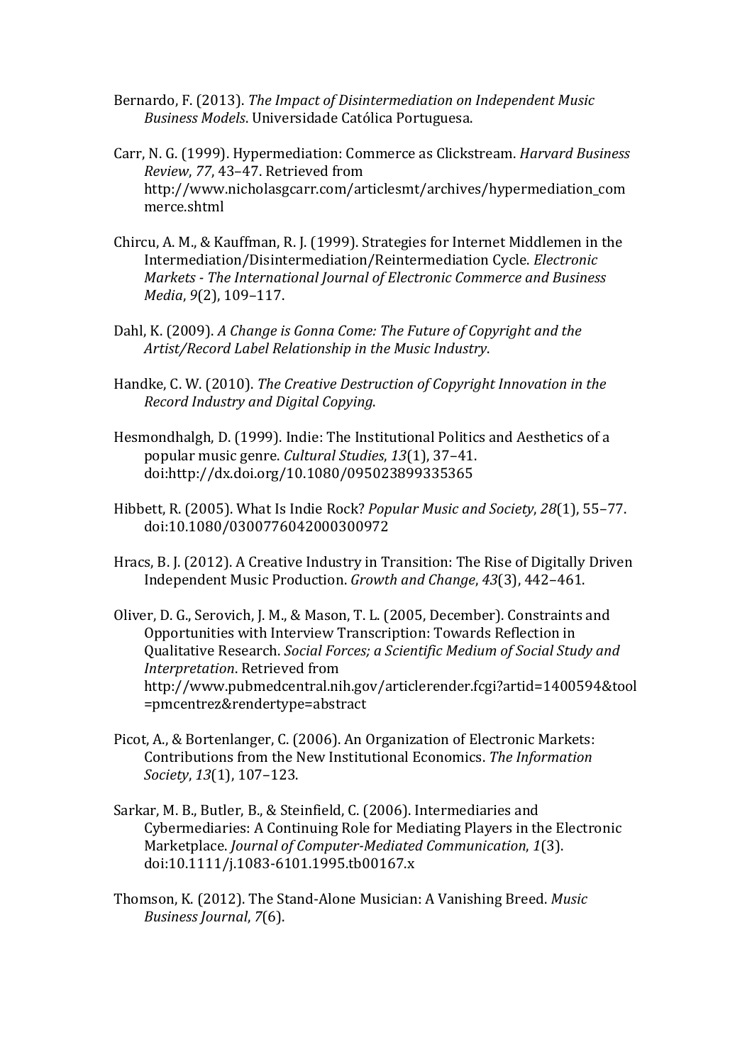Bernardo, F. (2013). *The Impact of Disintermediation on Independent Music Business Models*. Universidade Católica Portuguesa.

Carr, N. G. (1999). Hypermediation: Commerce as Clickstream. *Harvard Business Review*, *77*, 43–47. Retrieved from http://www.nicholasgcarr.com/articlesmt/archives/hypermediation_commerce.shtml

Chircu, A. M., & Kauffman, R. J. (1999). Strategies for Internet Middlemen in the Intermediation/Disintermediation/Reintermediation Cycle. *Electronic Markets - The International Journal of Electronic Commerce and Business Media*, *9*(2), 109–117.

Dahl, K. (2009). *A Change is Gonna Come: The Future of Copyright and the Artist/Record Label Relationship in the Music Industry*.

Handke, C. W. (2010). *The Creative Destruction of Copyright Innovation in the Record Industry and Digital Copying*.

Hesmondhalgh, D. (1999). Indie: The Institutional Politics and Aesthetics of a popular music genre. *Cultural Studies*, *13*(1), 37–41. doi:http://dx.doi.org/10.1080/095023899335365

Hibbett, R. (2005). What Is Indie Rock? *Popular Music and Society*, *28*(1), 55–77. doi:10.1080/0300776042000300972

Hracs, B. J. (2012). A Creative Industry in Transition: The Rise of Digitally Driven Independent Music Production. *Growth and Change*, *43*(3), 442–461.

Oliver, D. G., Serovich, J. M., & Mason, T. L. (2005, December). Constraints and Opportunities with Interview Transcription: Towards Reflection in Qualitative Research. *Social Forces; a Scientific Medium of Social Study and Interpretation*. Retrieved from http://www.pubmedcentral.nih.gov/articlerender.fcgi?artid=1400594&tool=pmcentrez&rendertype=abstract

Picot, A., & Bortenlanger, C. (2006). An Organization of Electronic Markets: Contributions from the New Institutional Economics. *The Information Society*, *13*(1), 107–123.

Sarkar, M. B., Butler, B., & Steinfield, C. (2006). Intermediaries and Cybermediaries: A Continuing Role for Mediating Players in the Electronic Marketplace. *Journal of Computer-Mediated Communication*, *1*(3). doi:10.1111/j.1083-6101.1995.tb00167.x

Thomson, K. (2012). The Stand-Alone Musician: A Vanishing Breed. *Music Business Journal*, *7*(6).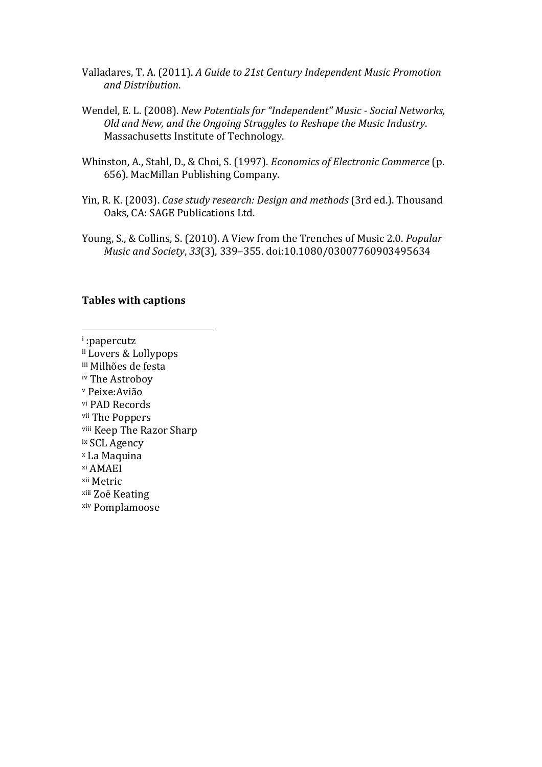Valladares, T. A. (2011). *A Guide to 21st Century Independent Music Promotion and Distribution*.

Wendel, E. L. (2008). *New Potentials for "Independent" Music - Social Networks, Old and New, and the Ongoing Struggles to Reshape the Music Industry*. Massachusetts Institute of Technology.

Whinston, A., Stahl, D., & Choi, S. (1997). *Economics of Electronic Commerce* (p. 656). MacMillan Publishing Company.

Yin, R. K. (2003). *Case study research: Design and methods* (3rd ed.). Thousand Oaks, CA: SAGE Publications Ltd.

Young, S., & Collins, S. (2010). A View from the Trenches of Music 2.0. *Popular Music and Society*, *33*(3), 339–355. doi:10.1080/03007760903495634

**Tables with captions**

---

[i] :papercutz

[ii] Lovers & Lollypops

[iii] Milhões de festa

[iv] The Astroboy

[v] Peixe:Avião

[vi] PAD Records

[vii] The Poppers

[viii] Keep The Razor Sharp

[ix] SCL Agency

[x] La Maquina

[xi] AMAEI

[xii] Metric

[xiii] Zoë Keating

[xiv] Pomplamoose